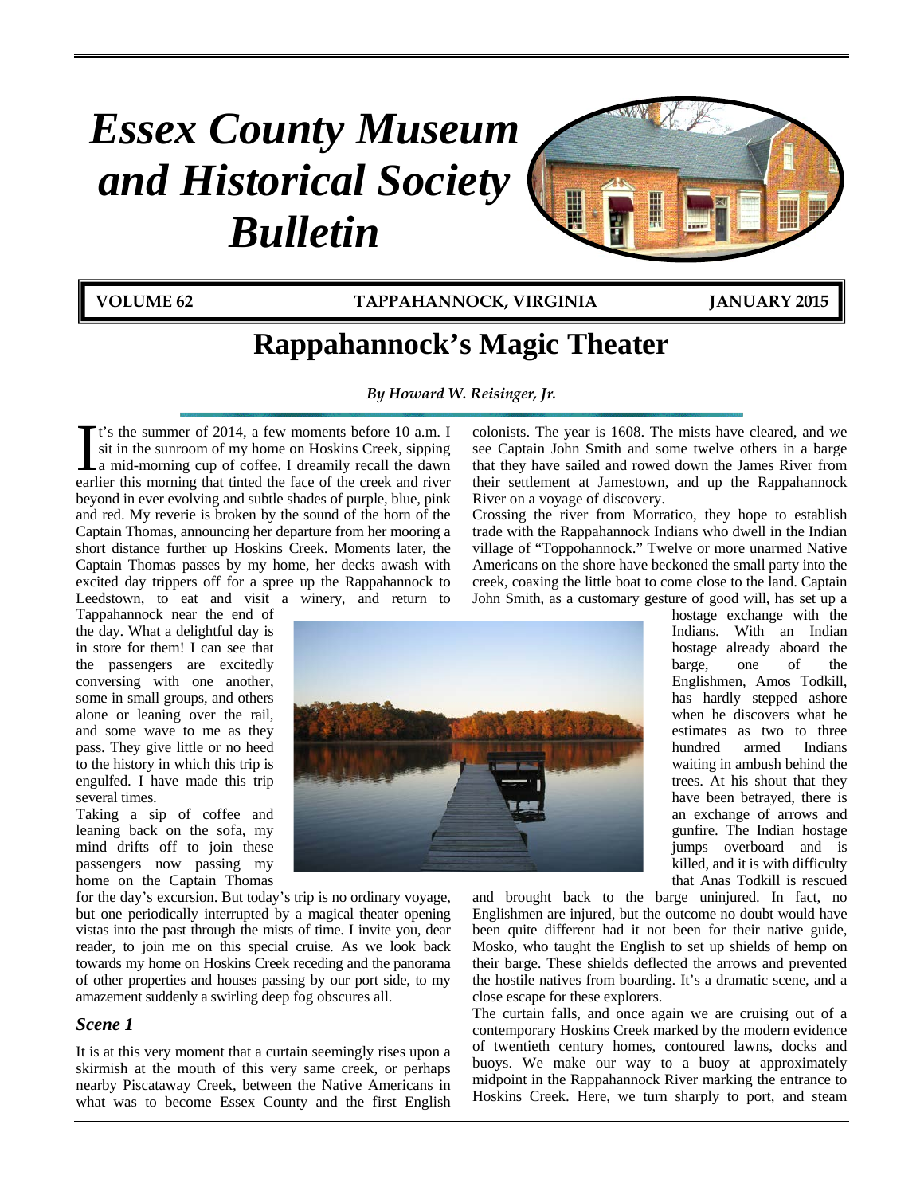# Essex County Museum and Historical Society Bulletin

**VOLUME 62 — TAPPAHANNOCK, VIRGINIA — JANUARY 2015**

# Rappahannock's Magic Theater

*By Howard W. Reisinger, Jr.*

It's the summer of 2014, a few moments before 10 a.m. I sit in the sunroom of my home on Hoskins Creek, sipping a mid-morning cup of coffee. I dreamily recall the dawn earlier this morning that tinted the face of the creek and river beyond in ever evolving and subtle shades of purple, blue, pink and red. My reverie is broken by the sound of the horn of the Captain Thomas, announcing her departure from her mooring a short distance further up Hoskins Creek. Moments later, the Captain Thomas passes by my home, her decks awash with excited day trippers off for a spree up the Rappahannock to Leedstown, to eat and visit a winery, and return to Tappahannock near the end of the day. What a delightful day is in store for them! I can see that the passengers are excitedly conversing with one another, some in small groups, and others alone or leaning over the rail, and some wave to me as they pass. They give little or no heed to the history in which this trip is engulfed. I have made this trip several times.

Taking a sip of coffee and leaning back on the sofa, my mind drifts off to join these passengers now passing my home on the Captain Thomas for the day's excursion. But today's trip is no ordinary voyage, but one periodically interrupted by a magical theater opening vistas into the past through the mists of time. I invite you, dear reader, to join me on this special cruise. As we look back towards my home on Hoskins Creek receding and the panorama of other properties and houses passing by our port side, to my amazement suddenly a swirling deep fog obscures all.

### *Scene 1*

It is at this very moment that a curtain seemingly rises upon a skirmish at the mouth of this very same creek, or perhaps nearby Piscataway Creek, between the Native Americans in what was to become Essex County and the first English colonists. The year is 1608. The mists have cleared, and we see Captain John Smith and some twelve others in a barge that they have sailed and rowed down the James River from their settlement at Jamestown, and up the Rappahannock River on a voyage of discovery.

Crossing the river from Morratico, they hope to establish trade with the Rappahannock Indians who dwell in the Indian village of "Toppohannock." Twelve or more unarmed Native Americans on the shore have beckoned the small party into the creek, coaxing the little boat to come close to the land. Captain John Smith, as a customary gesture of good will, has set up a hostage exchange with the Indians. With an Indian hostage already aboard the barge, one of the Englishmen, Amos Todkill, has hardly stepped ashore when he discovers what he estimates as two to three hundred armed Indians waiting in ambush behind the trees. At his shout that they have been betrayed, there is an exchange of arrows and gunfire. The Indian hostage jumps overboard and is killed, and it is with difficulty that Anas Todkill is rescued and brought back to the barge uninjured. In fact, no Englishmen are injured, but the outcome no doubt would have been quite different had it not been for their native guide, Mosko, who taught the English to set up shields of hemp on their barge. These shields deflected the arrows and prevented the hostile natives from boarding. It's a dramatic scene, and a close escape for these explorers.

The curtain falls, and once again we are cruising out of a contemporary Hoskins Creek marked by the modern evidence of twentieth century homes, contoured lawns, docks and buoys. We make our way to a buoy at approximately midpoint in the Rappahannock River marking the entrance to Hoskins Creek. Here, we turn sharply to port, and steam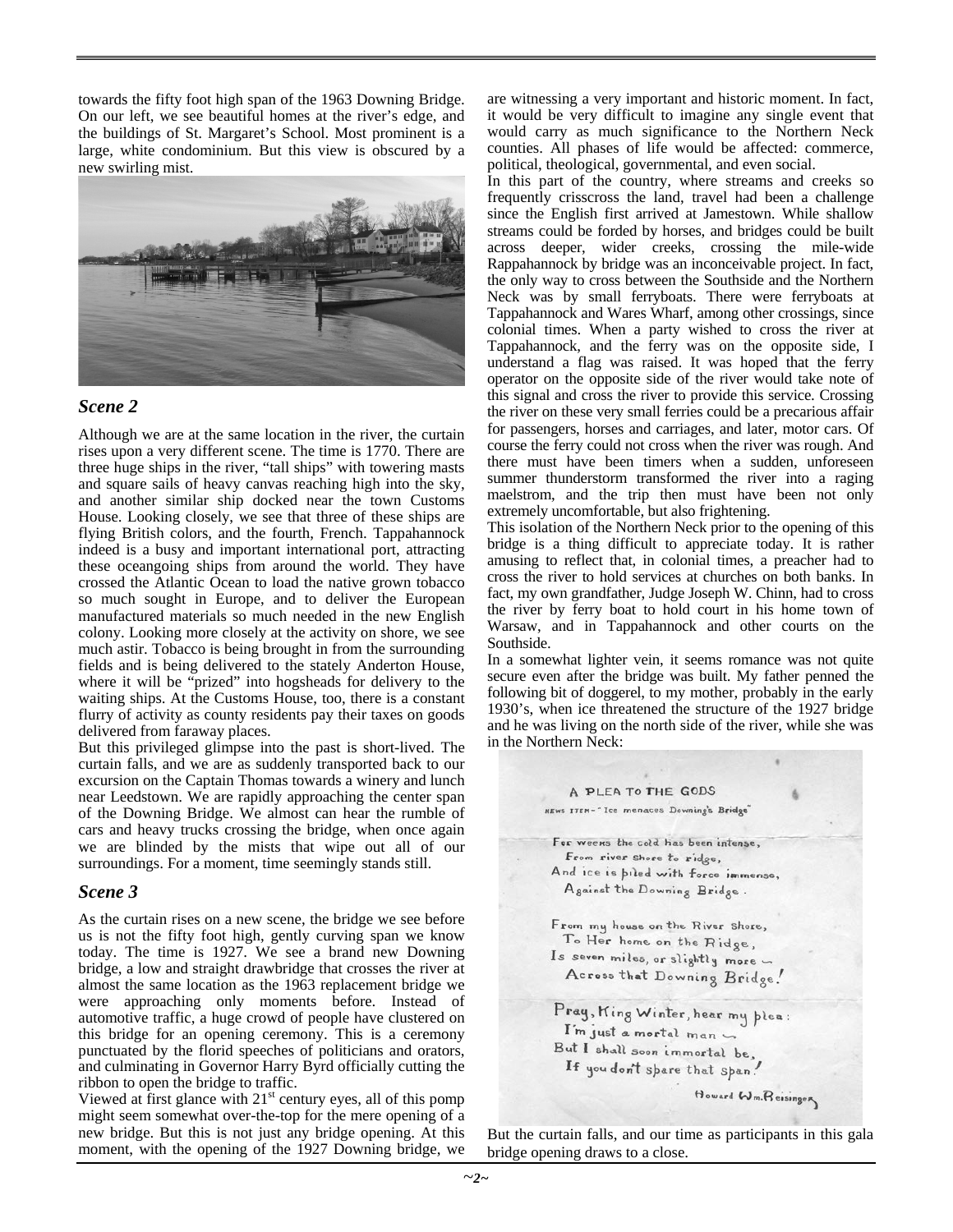towards the fifty foot high span of the 1963 Downing Bridge. On our left, we see beautiful homes at the river's edge, and the buildings of St. Margaret's School. Most prominent is a large, white condominium. But this view is obscured by a new swirling mist.

### *Scene 2*

Although we are at the same location in the river, the curtain rises upon a very different scene. The time is 1770. There are three huge ships in the river, "tall ships" with towering masts and square sails of heavy canvas reaching high into the sky, and another similar ship docked near the town Customs House. Looking closely, we see that three of these ships are flying British colors, and the fourth, French. Tappahannock indeed is a busy and important international port, attracting these oceangoing ships from around the world. They have crossed the Atlantic Ocean to load the native grown tobacco so much sought in Europe, and to deliver the European manufactured materials so much needed in the new English colony. Looking more closely at the activity on shore, we see much astir. Tobacco is being brought in from the surrounding fields and is being delivered to the stately Anderton House, where it will be "prized" into hogsheads for delivery to the waiting ships. At the Customs House, too, there is a constant flurry of activity as county residents pay their taxes on goods delivered from faraway places.

But this privileged glimpse into the past is short-lived. The curtain falls, and we are as suddenly transported back to our excursion on the Captain Thomas towards a winery and lunch near Leedstown. We are rapidly approaching the center span of the Downing Bridge. We almost can hear the rumble of cars and heavy trucks crossing the bridge, when once again we are blinded by the mists that wipe out all of our surroundings. For a moment, time seemingly stands still.

### *Scene 3*

As the curtain rises on a new scene, the bridge we see before us is not the fifty foot high, gently curving span we know today. The time is 1927. We see a brand new Downing bridge, a low and straight drawbridge that crosses the river at almost the same location as the 1963 replacement bridge we were approaching only moments before. Instead of automotive traffic, a huge crowd of people have clustered on this bridge for an opening ceremony. This is a ceremony punctuated by the florid speeches of politicians and orators, and culminating in Governor Harry Byrd officially cutting the ribbon to open the bridge to traffic.

Viewed at first glance with 21st century eyes, all of this pomp might seem somewhat over-the-top for the mere opening of a new bridge. But this is not just any bridge opening. At this moment, with the opening of the 1927 Downing bridge, we are witnessing a very important and historic moment. In fact, it would be very difficult to imagine any single event that would carry as much significance to the Northern Neck counties. All phases of life would be affected: commerce, political, theological, governmental, and even social.

In this part of the country, where streams and creeks so frequently crisscross the land, travel had been a challenge since the English first arrived at Jamestown. While shallow streams could be forded by horses, and bridges could be built across deeper, wider creeks, crossing the mile-wide Rappahannock by bridge was an inconceivable project. In fact, the only way to cross between the Southside and the Northern Neck was by small ferryboats. There were ferryboats at Tappahannock and Wares Wharf, among other crossings, since colonial times. When a party wished to cross the river at Tappahannock, and the ferry was on the opposite side, I understand a flag was raised. It was hoped that the ferry operator on the opposite side of the river would take note of this signal and cross the river to provide this service. Crossing the river on these very small ferries could be a precarious affair for passengers, horses and carriages, and later, motor cars. Of course the ferry could not cross when the river was rough. And there must have been timers when a sudden, unforeseen summer thunderstorm transformed the river into a raging maelstrom, and the trip then must have been not only extremely uncomfortable, but also frightening.

This isolation of the Northern Neck prior to the opening of this bridge is a thing difficult to appreciate today. It is rather amusing to reflect that, in colonial times, a preacher had to cross the river to hold services at churches on both banks. In fact, my own grandfather, Judge Joseph W. Chinn, had to cross the river by ferry boat to hold court in his home town of Warsaw, and in Tappahannock and other courts on the Southside.

In a somewhat lighter vein, it seems romance was not quite secure even after the bridge was built. My father penned the following bit of doggerel, to my mother, probably in the early 1930's, when ice threatened the structure of the 1927 bridge and he was living on the north side of the river, while she was in the Northern Neck:

A PLEA TO THE GODS

NEWS ITEM – "Ice menaces Downing's Bridge"

For weeks the cold has been intense,
From river shore to ridge,
And ice is piled with force immense,
Against the Downing Bridge.

From my house on the River Shore,
To Her home on the Ridge,
Is seven miles, or slightly more –
Across that Downing Bridge!

Pray, King Winter, hear my plea:
I'm just a mortal man –
But I shall soon immortal be,
If you don't spare that span!

Howard Wm. Reisinger

But the curtain falls, and our time as participants in this gala bridge opening draws to a close.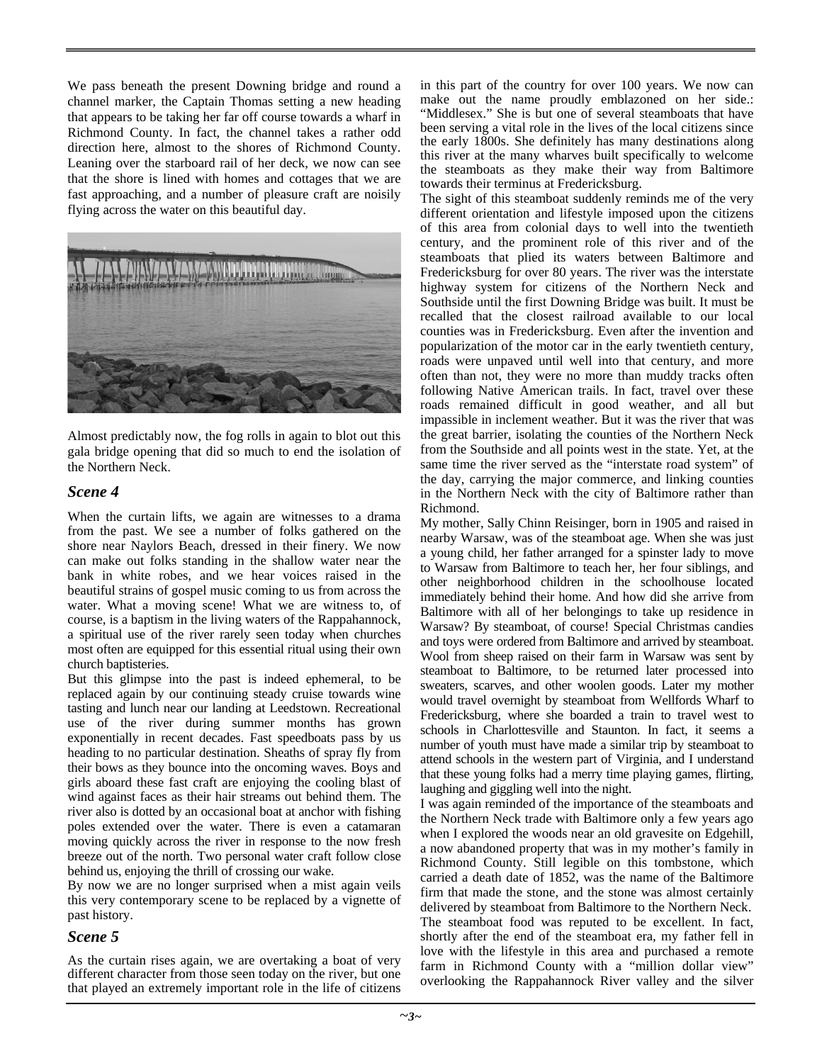We pass beneath the present Downing bridge and round a channel marker, the Captain Thomas setting a new heading that appears to be taking her far off course towards a wharf in Richmond County. In fact, the channel takes a rather odd direction here, almost to the shores of Richmond County. Leaning over the starboard rail of her deck, we now can see that the shore is lined with homes and cottages that we are fast approaching, and a number of pleasure craft are noisily flying across the water on this beautiful day.

Almost predictably now, the fog rolls in again to blot out this gala bridge opening that did so much to end the isolation of the Northern Neck.

## *Scene 4*

When the curtain lifts, we again are witnesses to a drama from the past. We see a number of folks gathered on the shore near Naylors Beach, dressed in their finery. We now can make out folks standing in the shallow water near the bank in white robes, and we hear voices raised in the beautiful strains of gospel music coming to us from across the water. What a moving scene! What we are witness to, of course, is a baptism in the living waters of the Rappahannock, a spiritual use of the river rarely seen today when churches most often are equipped for this essential ritual using their own church baptisteries.

But this glimpse into the past is indeed ephemeral, to be replaced again by our continuing steady cruise towards wine tasting and lunch near our landing at Leedstown. Recreational use of the river during summer months has grown exponentially in recent decades. Fast speedboats pass by us heading to no particular destination. Sheaths of spray fly from their bows as they bounce into the oncoming waves. Boys and girls aboard these fast craft are enjoying the cooling blast of wind against faces as their hair streams out behind them. The river also is dotted by an occasional boat at anchor with fishing poles extended over the water. There is even a catamaran moving quickly across the river in response to the now fresh breeze out of the north. Two personal water craft follow close behind us, enjoying the thrill of crossing our wake.

By now we are no longer surprised when a mist again veils this very contemporary scene to be replaced by a vignette of past history.

## *Scene 5*

As the curtain rises again, we are overtaking a boat of very different character from those seen today on the river, but one that played an extremely important role in the life of citizens in this part of the country for over 100 years. We now can make out the name proudly emblazoned on her side.: "Middlesex." She is but one of several steamboats that have been serving a vital role in the lives of the local citizens since the early 1800s. She definitely has many destinations along this river at the many wharves built specifically to welcome the steamboats as they make their way from Baltimore towards their terminus at Fredericksburg.

The sight of this steamboat suddenly reminds me of the very different orientation and lifestyle imposed upon the citizens of this area from colonial days to well into the twentieth century, and the prominent role of this river and of the steamboats that plied its waters between Baltimore and Fredericksburg for over 80 years. The river was the interstate highway system for citizens of the Northern Neck and Southside until the first Downing Bridge was built. It must be recalled that the closest railroad available to our local counties was in Fredericksburg. Even after the invention and popularization of the motor car in the early twentieth century, roads were unpaved until well into that century, and more often than not, they were no more than muddy tracks often following Native American trails. In fact, travel over these roads remained difficult in good weather, and all but impassible in inclement weather. But it was the river that was the great barrier, isolating the counties of the Northern Neck from the Southside and all points west in the state. Yet, at the same time the river served as the "interstate road system" of the day, carrying the major commerce, and linking counties in the Northern Neck with the city of Baltimore rather than Richmond.

My mother, Sally Chinn Reisinger, born in 1905 and raised in nearby Warsaw, was of the steamboat age. When she was just a young child, her father arranged for a spinster lady to move to Warsaw from Baltimore to teach her, her four siblings, and other neighborhood children in the schoolhouse located immediately behind their home. And how did she arrive from Baltimore with all of her belongings to take up residence in Warsaw? By steamboat, of course! Special Christmas candies and toys were ordered from Baltimore and arrived by steamboat. Wool from sheep raised on their farm in Warsaw was sent by steamboat to Baltimore, to be returned later processed into sweaters, scarves, and other woolen goods. Later my mother would travel overnight by steamboat from Wellfords Wharf to Fredericksburg, where she boarded a train to travel west to schools in Charlottesville and Staunton. In fact, it seems a number of youth must have made a similar trip by steamboat to attend schools in the western part of Virginia, and I understand that these young folks had a merry time playing games, flirting, laughing and giggling well into the night.

I was again reminded of the importance of the steamboats and the Northern Neck trade with Baltimore only a few years ago when I explored the woods near an old gravesite on Edgehill, a now abandoned property that was in my mother's family in Richmond County. Still legible on this tombstone, which carried a death date of 1852, was the name of the Baltimore firm that made the stone, and the stone was almost certainly delivered by steamboat from Baltimore to the Northern Neck.

The steamboat food was reputed to be excellent. In fact, shortly after the end of the steamboat era, my father fell in love with the lifestyle in this area and purchased a remote farm in Richmond County with a "million dollar view" overlooking the Rappahannock River valley and the silver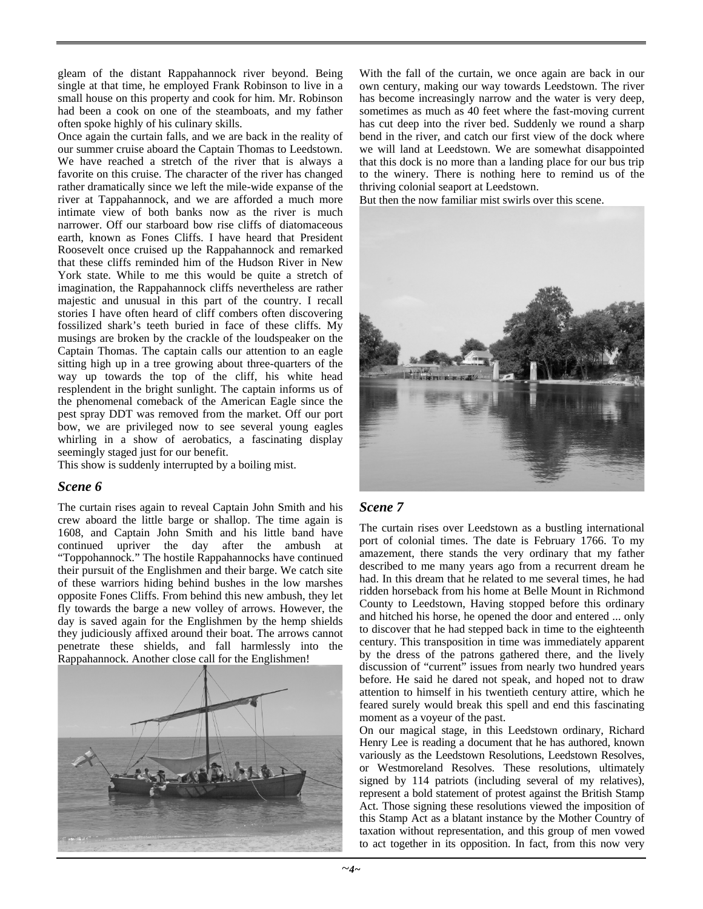gleam of the distant Rappahannock river beyond. Being single at that time, he employed Frank Robinson to live in a small house on this property and cook for him. Mr. Robinson had been a cook on one of the steamboats, and my father often spoke highly of his culinary skills.

Once again the curtain falls, and we are back in the reality of our summer cruise aboard the Captain Thomas to Leedstown. We have reached a stretch of the river that is always a favorite on this cruise. The character of the river has changed rather dramatically since we left the mile-wide expanse of the river at Tappahannock, and we are afforded a much more intimate view of both banks now as the river is much narrower. Off our starboard bow rise cliffs of diatomaceous earth, known as Fones Cliffs. I have heard that President Roosevelt once cruised up the Rappahannock and remarked that these cliffs reminded him of the Hudson River in New York state. While to me this would be quite a stretch of imagination, the Rappahannock cliffs nevertheless are rather majestic and unusual in this part of the country. I recall stories I have often heard of cliff combers often discovering fossilized shark's teeth buried in face of these cliffs. My musings are broken by the crackle of the loudspeaker on the Captain Thomas. The captain calls our attention to an eagle sitting high up in a tree growing about three-quarters of the way up towards the top of the cliff, his white head resplendent in the bright sunlight. The captain informs us of the phenomenal comeback of the American Eagle since the pest spray DDT was removed from the market. Off our port bow, we are privileged now to see several young eagles whirling in a show of aerobatics, a fascinating display seemingly staged just for our benefit.

This show is suddenly interrupted by a boiling mist.

## *Scene 6*

The curtain rises again to reveal Captain John Smith and his crew aboard the little barge or shallop. The time again is 1608, and Captain John Smith and his little band have continued upriver the day after the ambush at "Toppohannock." The hostile Rappahannocks have continued their pursuit of the Englishmen and their barge. We catch site of these warriors hiding behind bushes in the low marshes opposite Fones Cliffs. From behind this new ambush, they let fly towards the barge a new volley of arrows. However, the day is saved again for the Englishmen by the hemp shields they judiciously affixed around their boat. The arrows cannot penetrate these shields, and fall harmlessly into the Rappahannock. Another close call for the Englishmen!

With the fall of the curtain, we once again are back in our own century, making our way towards Leedstown. The river has become increasingly narrow and the water is very deep, sometimes as much as 40 feet where the fast-moving current has cut deep into the river bed. Suddenly we round a sharp bend in the river, and catch our first view of the dock where we will land at Leedstown. We are somewhat disappointed that this dock is no more than a landing place for our bus trip to the winery. There is nothing here to remind us of the thriving colonial seaport at Leedstown.

But then the now familiar mist swirls over this scene.

## *Scene 7*

The curtain rises over Leedstown as a bustling international port of colonial times. The date is February 1766. To my amazement, there stands the very ordinary that my father described to me many years ago from a recurrent dream he had. In this dream that he related to me several times, he had ridden horseback from his home at Belle Mount in Richmond County to Leedstown, Having stopped before this ordinary and hitched his horse, he opened the door and entered ... only to discover that he had stepped back in time to the eighteenth century. This transposition in time was immediately apparent by the dress of the patrons gathered there, and the lively discussion of "current" issues from nearly two hundred years before. He said he dared not speak, and hoped not to draw attention to himself in his twentieth century attire, which he feared surely would break this spell and end this fascinating moment as a voyeur of the past.

On our magical stage, in this Leedstown ordinary, Richard Henry Lee is reading a document that he has authored, known variously as the Leedstown Resolutions, Leedstown Resolves, or Westmoreland Resolves. These resolutions, ultimately signed by 114 patriots (including several of my relatives), represent a bold statement of protest against the British Stamp Act. Those signing these resolutions viewed the imposition of this Stamp Act as a blatant instance by the Mother Country of taxation without representation, and this group of men vowed to act together in its opposition. In fact, from this now very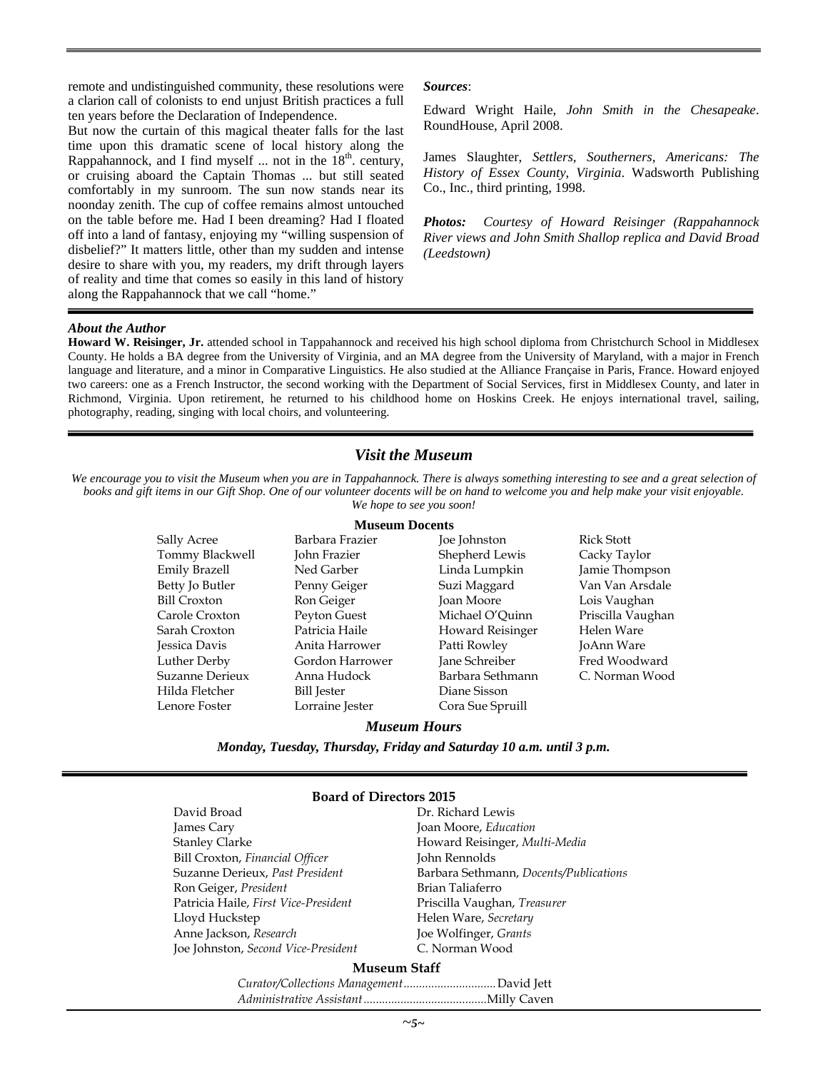remote and undistinguished community, these resolutions were a clarion call of colonists to end unjust British practices a full ten years before the Declaration of Independence.

But now the curtain of this magical theater falls for the last time upon this dramatic scene of local history along the Rappahannock, and I find myself ... not in the 18th. century, or cruising aboard the Captain Thomas ... but still seated comfortably in my sunroom. The sun now stands near its noonday zenith. The cup of coffee remains almost untouched on the table before me. Had I been dreaming? Had I floated off into a land of fantasy, enjoying my "willing suspension of disbelief?" It matters little, other than my sudden and intense desire to share with you, my readers, my drift through layers of reality and time that comes so easily in this land of history along the Rappahannock that we call "home."

***Sources***:

Edward Wright Haile, *John Smith in the Chesapeake*. RoundHouse, April 2008.

James Slaughter, *Settlers, Southerners, Americans: The History of Essex County, Virginia*. Wadsworth Publishing Co., Inc., third printing, 1998.

***Photos:*** *Courtesy of Howard Reisinger (Rappahannock River views and John Smith Shallop replica and David Broad (Leedstown)*

***About the Author***

**Howard W. Reisinger, Jr.** attended school in Tappahannock and received his high school diploma from Christchurch School in Middlesex County. He holds a BA degree from the University of Virginia, and an MA degree from the University of Maryland, with a major in French language and literature, and a minor in Comparative Linguistics. He also studied at the Alliance Française in Paris, France. Howard enjoyed two careers: one as a French Instructor, the second working with the Department of Social Services, first in Middlesex County, and later in Richmond, Virginia. Upon retirement, he returned to his childhood home on Hoskins Creek. He enjoys international travel, sailing, photography, reading, singing with local choirs, and volunteering.

## *Visit the Museum*

*We encourage you to visit the Museum when you are in Tappahannock. There is always something interesting to see and a great selection of books and gift items in our Gift Shop. One of our volunteer docents will be on hand to welcome you and help make your visit enjoyable. We hope to see you soon!*

**Museum Docents**

| | | | |
|---|---|---|---|
| Sally Acree | Barbara Frazier | Joe Johnston | Rick Stott |
| Tommy Blackwell | John Frazier | Shepherd Lewis | Cacky Taylor |
| Emily Brazell | Ned Garber | Linda Lumpkin | Jamie Thompson |
| Betty Jo Butler | Penny Geiger | Suzi Maggard | Van Van Arsdale |
| Bill Croxton | Ron Geiger | Joan Moore | Lois Vaughan |
| Carole Croxton | Peyton Guest | Michael O'Quinn | Priscilla Vaughan |
| Sarah Croxton | Patricia Haile | Howard Reisinger | Helen Ware |
| Jessica Davis | Anita Harrower | Patti Rowley | JoAnn Ware |
| Luther Derby | Gordon Harrower | Jane Schreiber | Fred Woodward |
| Suzanne Derieux | Anna Hudock | Barbara Sethmann | C. Norman Wood |
| Hilda Fletcher | Bill Jester | Diane Sisson | |
| Lenore Foster | Lorraine Jester | Cora Sue Spruill | |

### *Museum Hours*

***Monday, Tuesday, Thursday, Friday and Saturday 10 a.m. until 3 p.m.***

**Board of Directors 2015**

| | |
|---|---|
| David Broad | Dr. Richard Lewis |
| James Cary | Joan Moore, *Education* |
| Stanley Clarke | Howard Reisinger, *Multi-Media* |
| Bill Croxton, *Financial Officer* | John Rennolds |
| Suzanne Derieux, *Past President* | Barbara Sethmann, *Docents/Publications* |
| Ron Geiger, *President* | Brian Taliaferro |
| Patricia Haile, *First Vice-President* | Priscilla Vaughan, *Treasurer* |
| Lloyd Huckstep | Helen Ware, *Secretary* |
| Anne Jackson, *Research* | Joe Wolfinger, *Grants* |
| Joe Johnston, *Second Vice-President* | C. Norman Wood |

**Museum Staff**

*Curator/Collections Management*.............................David Jett

*Administrative Assistant*........................................Milly Caven